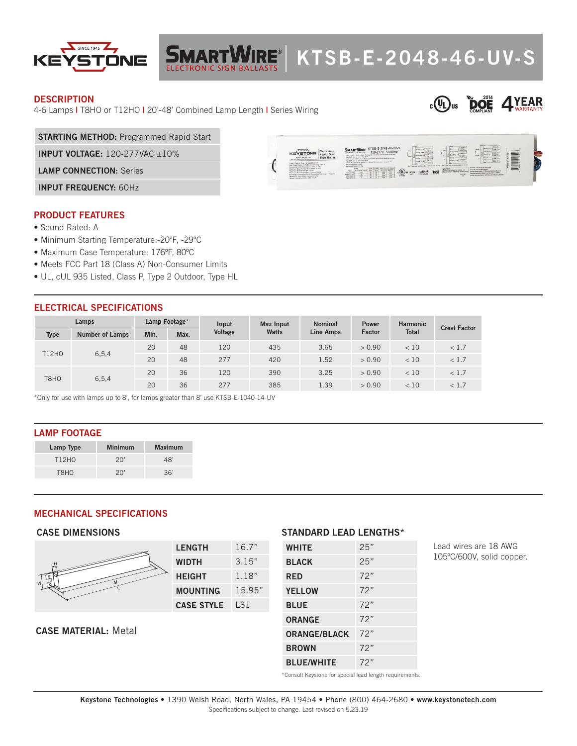# KEYSTONE SMARTWIRE® ELECTRONIC SIGN BALLASTS | KTSB-E-2048-46-UV-S

## DESCRIPTION

4-6 Lamps | T8HO or T12HO | 20'-48' Combined Lamp Length | Series Wiring

c UL us | DOE 2014 COMPLIANT | 4 YEAR WARRANTY

| | |
|---|---|
| **STARTING METHOD:** Programmed Rapid Start | |
| **INPUT VOLTAGE:** 120-277VAC ±10% | |
| **LAMP CONNECTION:** Series | |
| **INPUT FREQUENCY:** 60Hz | |

## PRODUCT FEATURES

- Sound Rated: A
- Minimum Starting Temperature:-20ºF, -29ºC
- Maximum Case Temperature: 176ºF, 80ºC
- Meets FCC Part 18 (Class A) Non-Consumer Limits
- UL, cUL 935 Listed, Class P, Type 2 Outdoor, Type HL

## ELECTRICAL SPECIFICATIONS

| Lamps | | Lamp Footage* | | Input Voltage | Max Input Watts | Nominal Line Amps | Power Factor | Harmonic Total | Crest Factor |
|---|---|---|---|---|---|---|---|---|---|
| Type | Number of Lamps | Min. | Max. | | | | | | |
| T12HO | 6,5,4 | 20 | 48 | 120 | 435 | 3.65 | > 0.90 | < 10 | < 1.7 |
| | | 20 | 48 | 277 | 420 | 1.52 | > 0.90 | < 10 | < 1.7 |
| T8HO | 6,5,4 | 20 | 36 | 120 | 390 | 3.25 | > 0.90 | < 10 | < 1.7 |
| | | 20 | 36 | 277 | 385 | 1.39 | > 0.90 | < 10 | < 1.7 |

*Only for use with lamps up to 8', for lamps greater than 8' use KTSB-E-1040-14-UV

## LAMP FOOTAGE

| Lamp Type | Minimum | Maximum |
|---|---|---|
| T12HO | 20' | 48' |
| T8HO | 20' | 36' |

## MECHANICAL SPECIFICATIONS

### CASE DIMENSIONS

| | |
|---|---|
| **LENGTH** | 16.7" |
| **WIDTH** | 3.15" |
| **HEIGHT** | 1.18" |
| **MOUNTING** | 15.95" |
| **CASE STYLE** | L31 |

**CASE MATERIAL:** Metal

### STANDARD LEAD LENGTHS*

| | |
|---|---|
| **WHITE** | 25" |
| **BLACK** | 25" |
| **RED** | 72" |
| **YELLOW** | 72" |
| **BLUE** | 72" |
| **ORANGE** | 72" |
| **ORANGE/BLACK** | 72" |
| **BROWN** | 72" |
| **BLUE/WHITE** | 72" |

*Consult Keystone for special lead length requirements.

Lead wires are 18 AWG 105ºC/600V, solid copper.

**Keystone Technologies** • 1390 Welsh Road, North Wales, PA 19454 • Phone (800) 464-2680 • **www.keystonetech.com**

Specifications subject to change. Last revised on 5.23.19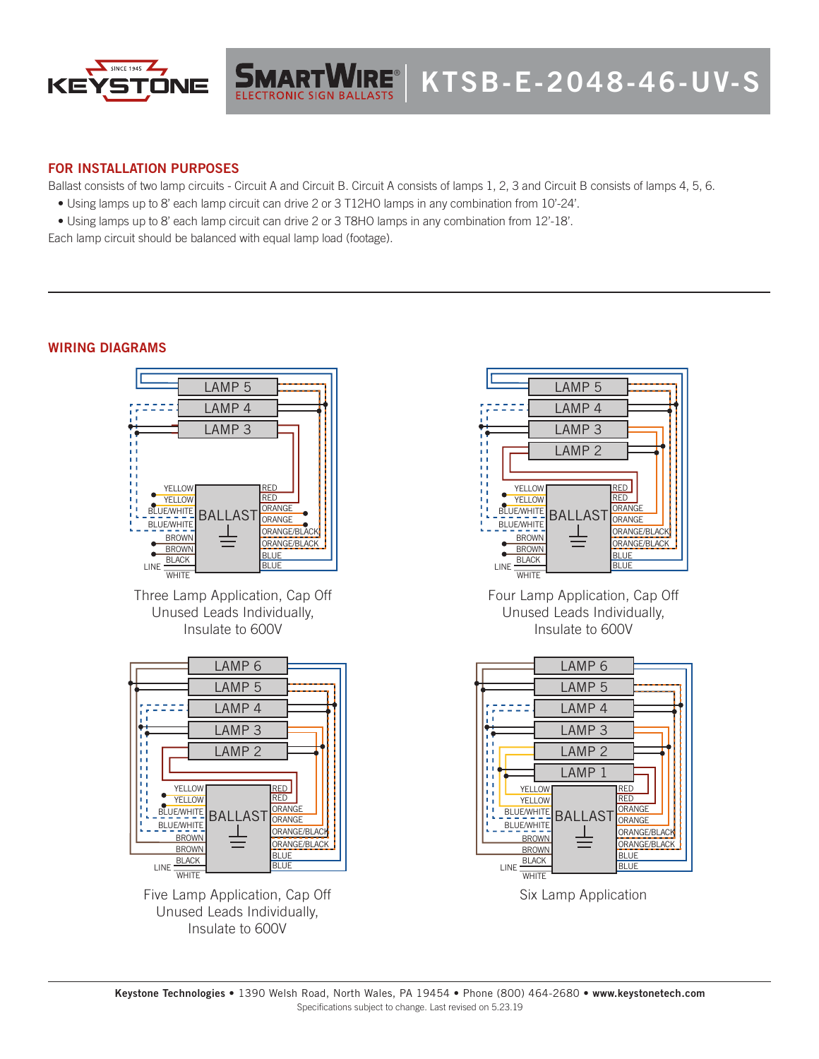# KTSB-E-2048-46-UV-S

## FOR INSTALLATION PURPOSES

Ballast consists of two lamp circuits - Circuit A and Circuit B. Circuit A consists of lamps 1, 2, 3 and Circuit B consists of lamps 4, 5, 6.

- Using lamps up to 8' each lamp circuit can drive 2 or 3 T12HO lamps in any combination from 10'-24'.
- Using lamps up to 8' each lamp circuit can drive 2 or 3 T8HO lamps in any combination from 12'-18'.

Each lamp circuit should be balanced with equal lamp load (footage).

## WIRING DIAGRAMS

Three Lamp Application, Cap Off Unused Leads Individually, Insulate to 600V

Four Lamp Application, Cap Off Unused Leads Individually, Insulate to 600V

Five Lamp Application, Cap Off Unused Leads Individually, Insulate to 600V

Six Lamp Application

**Keystone Technologies** • 1390 Welsh Road, North Wales, PA 19454 • Phone (800) 464-2680 • **www.keystonetech.com**

Specifications subject to change. Last revised on 5.23.19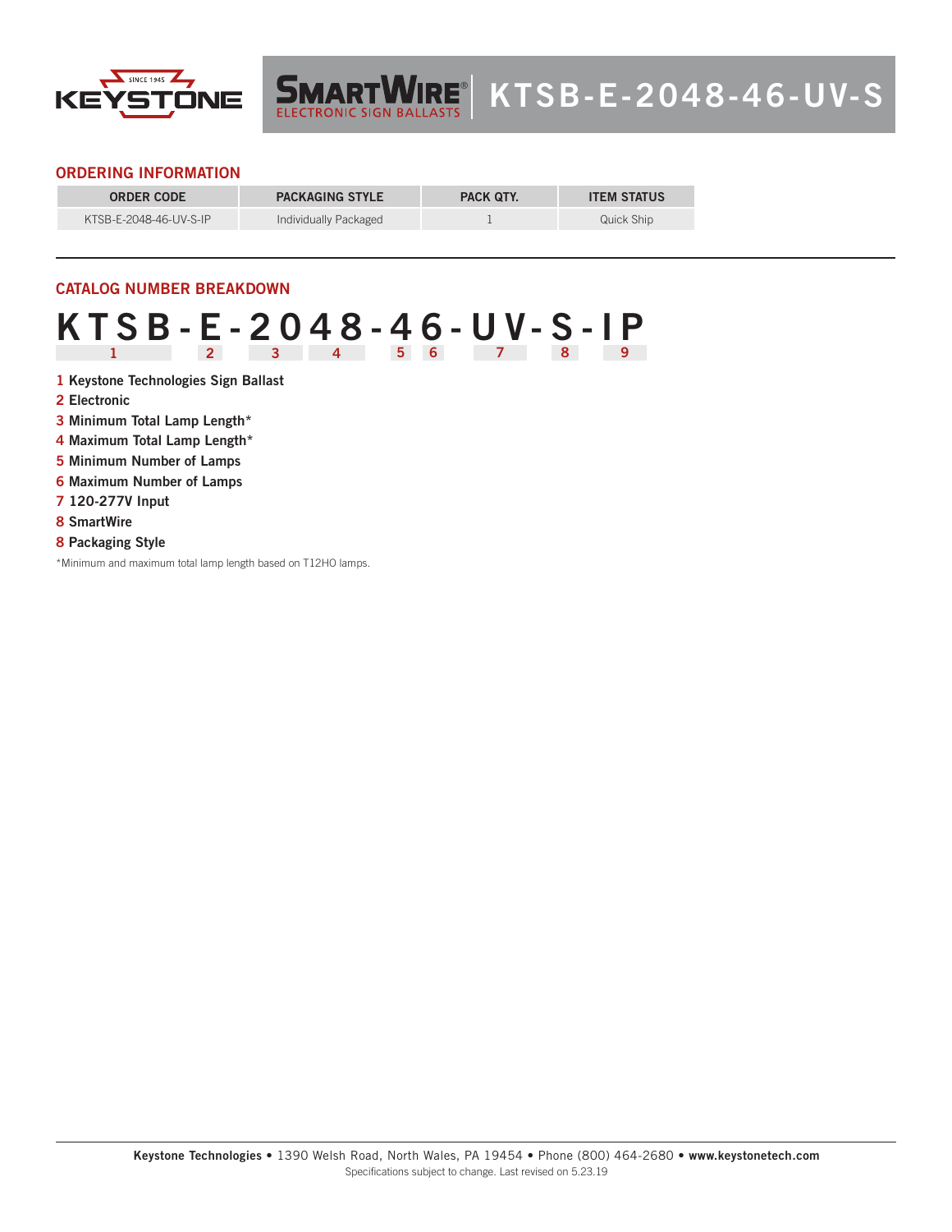KEYSTONE SINCE 1945

SMARTWIRE® ELECTRONIC SIGN BALLASTS

# KTSB-E-2048-46-UV-S

## ORDERING INFORMATION

| ORDER CODE | PACKAGING STYLE | PACK QTY. | ITEM STATUS |
|---|---|---|---|
| KTSB-E-2048-46-UV-S-IP | Individually Packaged | 1 | Quick Ship |

## CATALOG NUMBER BREAKDOWN

**KTSB-E-2048-46-UV-S-IP**

| 1 | 2 | 3 | 4 | 5 | 6 | 7 | 8 | 9 |
|---|---|---|---|---|---|---|---|---|
| KTSB | E | 20 | 48 | 4 | 6 | UV | S | IP |

1 **Keystone Technologies Sign Ballast**
2 **Electronic**
3 **Minimum Total Lamp Length***
4 **Maximum Total Lamp Length***
5 **Minimum Number of Lamps**
6 **Maximum Number of Lamps**
7 **120-277V Input**
8 **SmartWire**
8 **Packaging Style**

*Minimum and maximum total lamp length based on T12HO lamps.

**Keystone Technologies** • 1390 Welsh Road, North Wales, PA 19454 • Phone (800) 464-2680 • **www.keystonetech.com**
Specifications subject to change. Last revised on 5.23.19